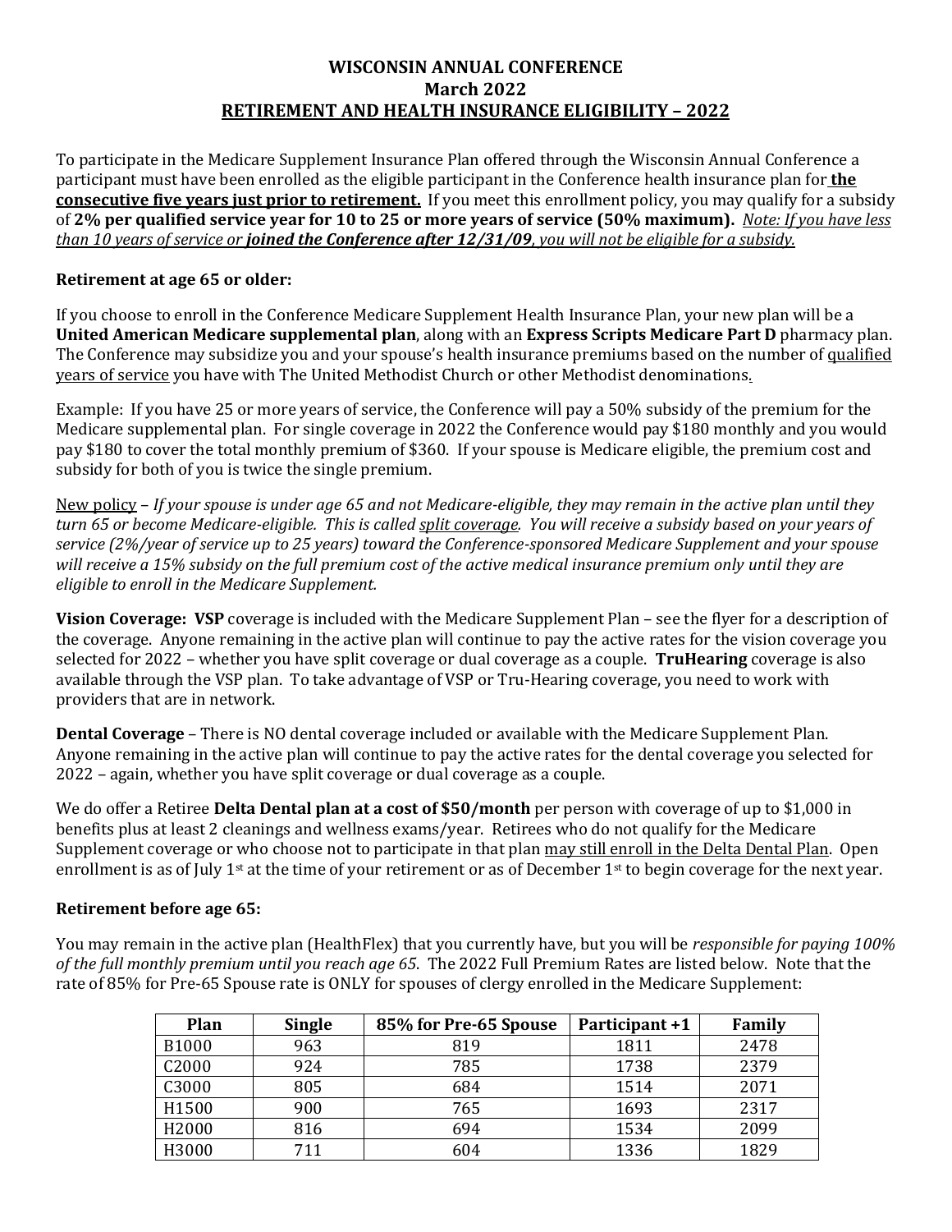# WISCONSIN ANNUAL CONFERENCE
## March 2022
## RETIREMENT AND HEALTH INSURANCE ELIGIBILITY – 2022

To participate in the Medicare Supplement Insurance Plan offered through the Wisconsin Annual Conference a participant must have been enrolled as the eligible participant in the Conference health insurance plan for **the consecutive five years just prior to retirement.** If you meet this enrollment policy, you may qualify for a subsidy of **2% per qualified service year for 10 to 25 or more years of service (50% maximum).** *Note: If you have less than 10 years of service or **joined the Conference after 12/31/09**, you will not be eligible for a subsidy.*

### Retirement at age 65 or older:

If you choose to enroll in the Conference Medicare Supplement Health Insurance Plan, your new plan will be a **United American Medicare supplemental plan**, along with an **Express Scripts Medicare Part D** pharmacy plan. The Conference may subsidize you and your spouse's health insurance premiums based on the number of qualified years of service you have with The United Methodist Church or other Methodist denominations.

Example: If you have 25 or more years of service, the Conference will pay a 50% subsidy of the premium for the Medicare supplemental plan. For single coverage in 2022 the Conference would pay $180 monthly and you would pay $180 to cover the total monthly premium of $360. If your spouse is Medicare eligible, the premium cost and subsidy for both of you is twice the single premium.

New policy – *If your spouse is under age 65 and not Medicare-eligible, they may remain in the active plan until they turn 65 or become Medicare-eligible. This is called split coverage. You will receive a subsidy based on your years of service (2%/year of service up to 25 years) toward the Conference-sponsored Medicare Supplement and your spouse will receive a 15% subsidy on the full premium cost of the active medical insurance premium only until they are eligible to enroll in the Medicare Supplement.*

**Vision Coverage: VSP** coverage is included with the Medicare Supplement Plan – see the flyer for a description of the coverage. Anyone remaining in the active plan will continue to pay the active rates for the vision coverage you selected for 2022 – whether you have split coverage or dual coverage as a couple. **TruHearing** coverage is also available through the VSP plan. To take advantage of VSP or Tru-Hearing coverage, you need to work with providers that are in network.

**Dental Coverage** – There is NO dental coverage included or available with the Medicare Supplement Plan. Anyone remaining in the active plan will continue to pay the active rates for the dental coverage you selected for 2022 – again, whether you have split coverage or dual coverage as a couple.

We do offer a Retiree **Delta Dental plan at a cost of $50/month** per person with coverage of up to $1,000 in benefits plus at least 2 cleanings and wellness exams/year. Retirees who do not qualify for the Medicare Supplement coverage or who choose not to participate in that plan may still enroll in the Delta Dental Plan. Open enrollment is as of July 1st at the time of your retirement or as of December 1st to begin coverage for the next year.

### Retirement before age 65:

You may remain in the active plan (HealthFlex) that you currently have, but you will be *responsible for paying 100% of the full monthly premium until you reach age 65*. The 2022 Full Premium Rates are listed below. Note that the rate of 85% for Pre-65 Spouse rate is ONLY for spouses of clergy enrolled in the Medicare Supplement:

| Plan | Single | 85% for Pre-65 Spouse | Participant +1 | Family |
|---|---|---|---|---|
| B1000 | 963 | 819 | 1811 | 2478 |
| C2000 | 924 | 785 | 1738 | 2379 |
| C3000 | 805 | 684 | 1514 | 2071 |
| H1500 | 900 | 765 | 1693 | 2317 |
| H2000 | 816 | 694 | 1534 | 2099 |
| H3000 | 711 | 604 | 1336 | 1829 |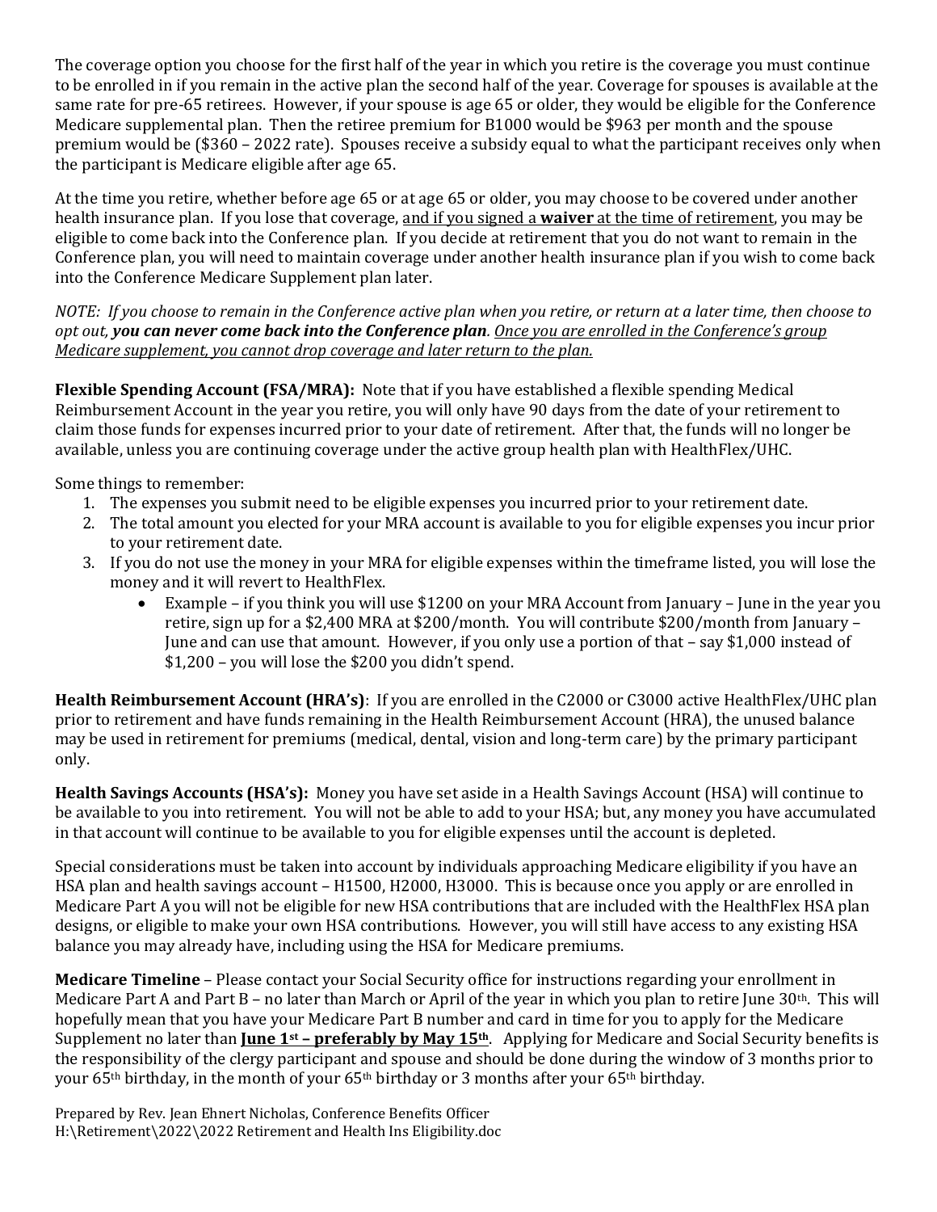The coverage option you choose for the first half of the year in which you retire is the coverage you must continue to be enrolled in if you remain in the active plan the second half of the year. Coverage for spouses is available at the same rate for pre-65 retirees. However, if your spouse is age 65 or older, they would be eligible for the Conference Medicare supplemental plan. Then the retiree premium for B1000 would be $963 per month and the spouse premium would be ($360 – 2022 rate). Spouses receive a subsidy equal to what the participant receives only when the participant is Medicare eligible after age 65.

At the time you retire, whether before age 65 or at age 65 or older, you may choose to be covered under another health insurance plan. If you lose that coverage, <u>and if you signed a **waiver** at the time of retirement</u>, you may be eligible to come back into the Conference plan. If you decide at retirement that you do not want to remain in the Conference plan, you will need to maintain coverage under another health insurance plan if you wish to come back into the Conference Medicare Supplement plan later.

*NOTE: If you choose to remain in the Conference active plan when you retire, or return at a later time, then choose to opt out, **you can never come back into the Conference plan**. <u>Once you are enrolled in the Conference's group Medicare supplement, you cannot drop coverage and later return to the plan.</u>*

**Flexible Spending Account (FSA/MRA):** Note that if you have established a flexible spending Medical Reimbursement Account in the year you retire, you will only have 90 days from the date of your retirement to claim those funds for expenses incurred prior to your date of retirement. After that, the funds will no longer be available, unless you are continuing coverage under the active group health plan with HealthFlex/UHC.

Some things to remember:

1. The expenses you submit need to be eligible expenses you incurred prior to your retirement date.
2. The total amount you elected for your MRA account is available to you for eligible expenses you incur prior to your retirement date.
3. If you do not use the money in your MRA for eligible expenses within the timeframe listed, you will lose the money and it will revert to HealthFlex.
   - Example – if you think you will use $1200 on your MRA Account from January – June in the year you retire, sign up for a $2,400 MRA at $200/month. You will contribute $200/month from January – June and can use that amount. However, if you only use a portion of that – say $1,000 instead of $1,200 – you will lose the $200 you didn't spend.

**Health Reimbursement Account (HRA's)**: If you are enrolled in the C2000 or C3000 active HealthFlex/UHC plan prior to retirement and have funds remaining in the Health Reimbursement Account (HRA), the unused balance may be used in retirement for premiums (medical, dental, vision and long-term care) by the primary participant only.

**Health Savings Accounts (HSA's):** Money you have set aside in a Health Savings Account (HSA) will continue to be available to you into retirement. You will not be able to add to your HSA; but, any money you have accumulated in that account will continue to be available to you for eligible expenses until the account is depleted.

Special considerations must be taken into account by individuals approaching Medicare eligibility if you have an HSA plan and health savings account – H1500, H2000, H3000. This is because once you apply or are enrolled in Medicare Part A you will not be eligible for new HSA contributions that are included with the HealthFlex HSA plan designs, or eligible to make your own HSA contributions. However, you will still have access to any existing HSA balance you may already have, including using the HSA for Medicare premiums.

**Medicare Timeline** – Please contact your Social Security office for instructions regarding your enrollment in Medicare Part A and Part B – no later than March or April of the year in which you plan to retire June 30th. This will hopefully mean that you have your Medicare Part B number and card in time for you to apply for the Medicare Supplement no later than <u>**June 1st – preferably by May 15th**</u>. Applying for Medicare and Social Security benefits is the responsibility of the clergy participant and spouse and should be done during the window of 3 months prior to your 65th birthday, in the month of your 65th birthday or 3 months after your 65th birthday.

Prepared by Rev. Jean Ehnert Nicholas, Conference Benefits Officer
H:\Retirement\2022\2022 Retirement and Health Ins Eligibility.doc